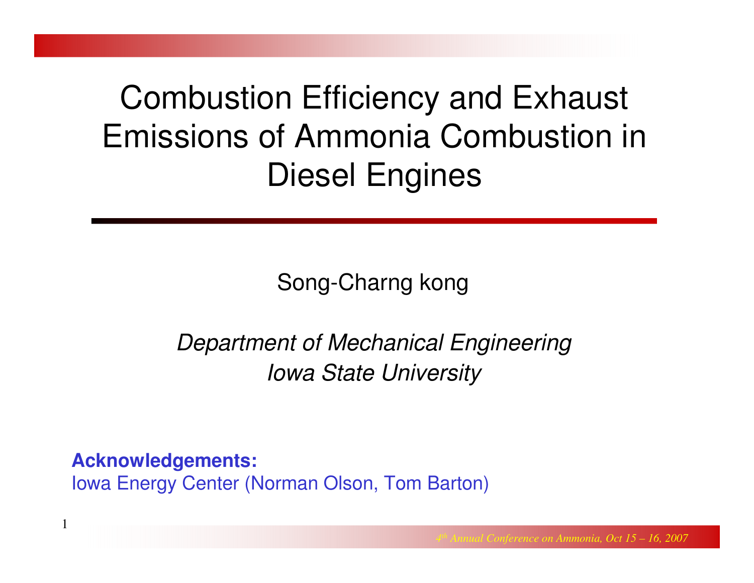# Combustion Efficiency and Exhaust Emissions of Ammonia Combustion in Diesel Engines

Song-Charng kong

*Department of Mechanical Engineering*
*Iowa State University*

**Acknowledgements:**
Iowa Energy Center (Norman Olson, Tom Barton)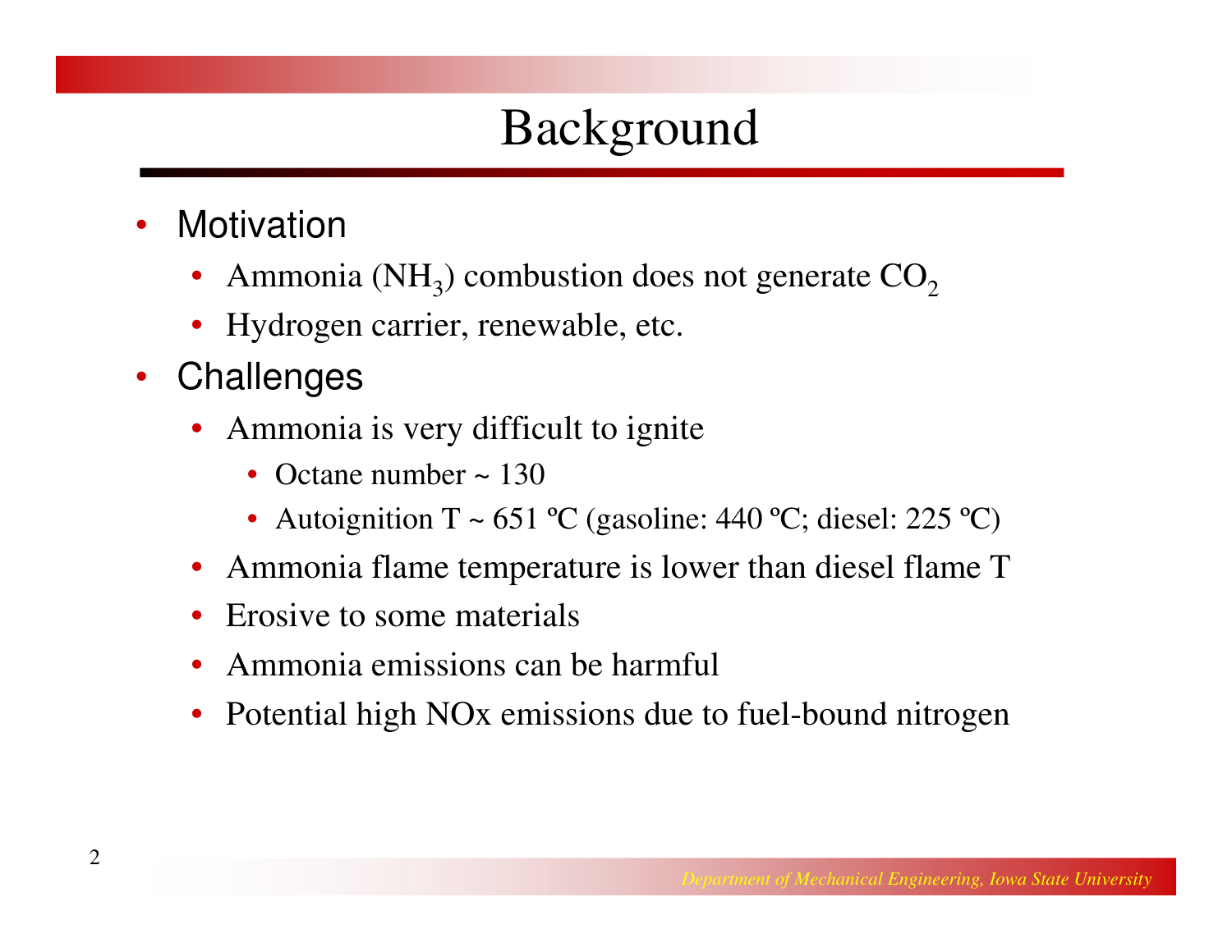# Background

- Motivation
  - Ammonia ($NH_3$) combustion does not generate $CO_2$
  - Hydrogen carrier, renewable, etc.
- Challenges
  - Ammonia is very difficult to ignite
    - Octane number ~ 130
    - Autoignition T ~ 651 ºC (gasoline: 440 ºC; diesel: 225 ºC)
  - Ammonia flame temperature is lower than diesel flame T
  - Erosive to some materials
  - Ammonia emissions can be harmful
  - Potential high NOx emissions due to fuel-bound nitrogen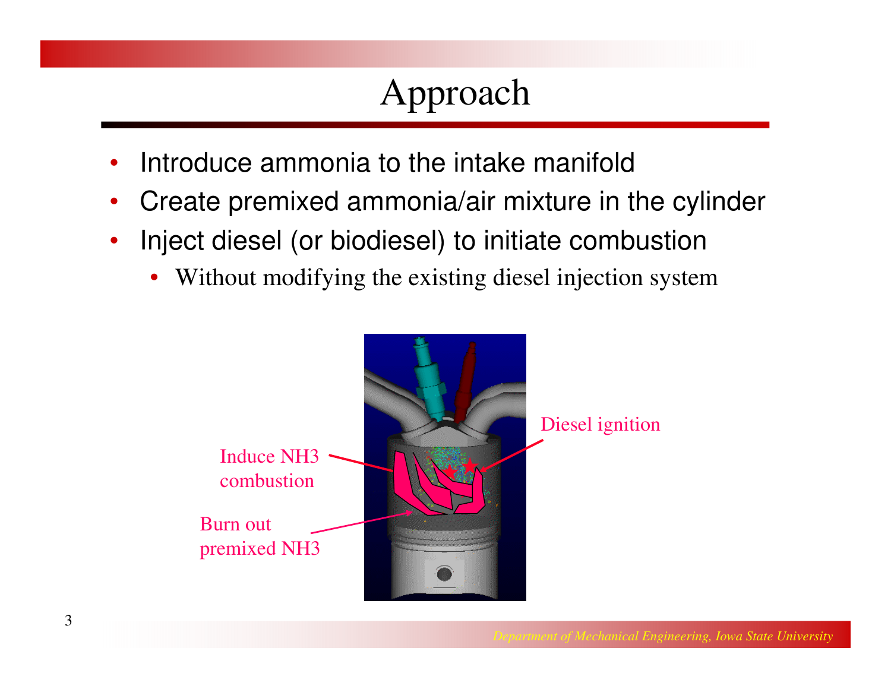# Approach

- Introduce ammonia to the intake manifold
- Create premixed ammonia/air mixture in the cylinder
- Inject diesel (or biodiesel) to initiate combustion
  - Without modifying the existing diesel injection system

Induce $NH_3$ combustion

Burn out premixed $NH_3$

Diesel ignition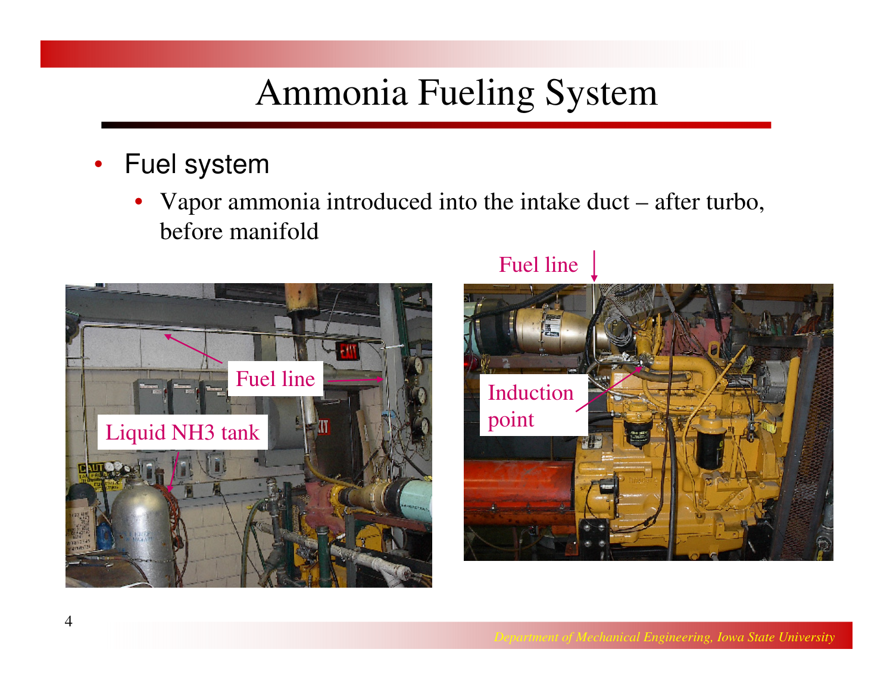# Ammonia Fueling System

- Fuel system
  - Vapor ammonia introduced into the intake duct – after turbo, before manifold

Fuel line

Liquid NH3 tank

Fuel line

Induction point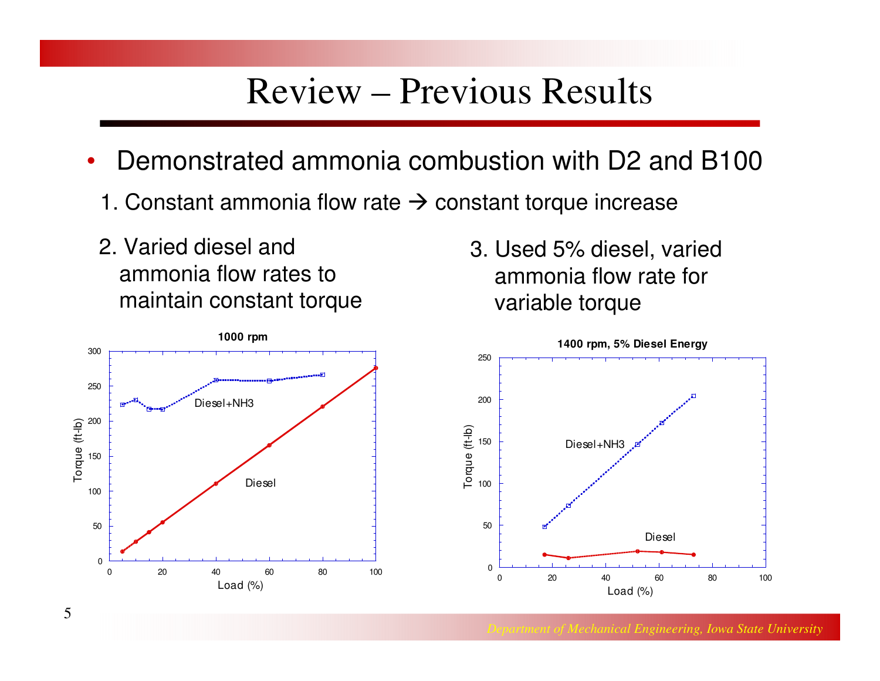# Review – Previous Results

- Demonstrated ammonia combustion with D2 and B100

1. Constant ammonia flow rate → constant torque increase
2. Varied diesel and ammonia flow rates to maintain constant torque
3. Used 5% diesel, varied ammonia flow rate for variable torque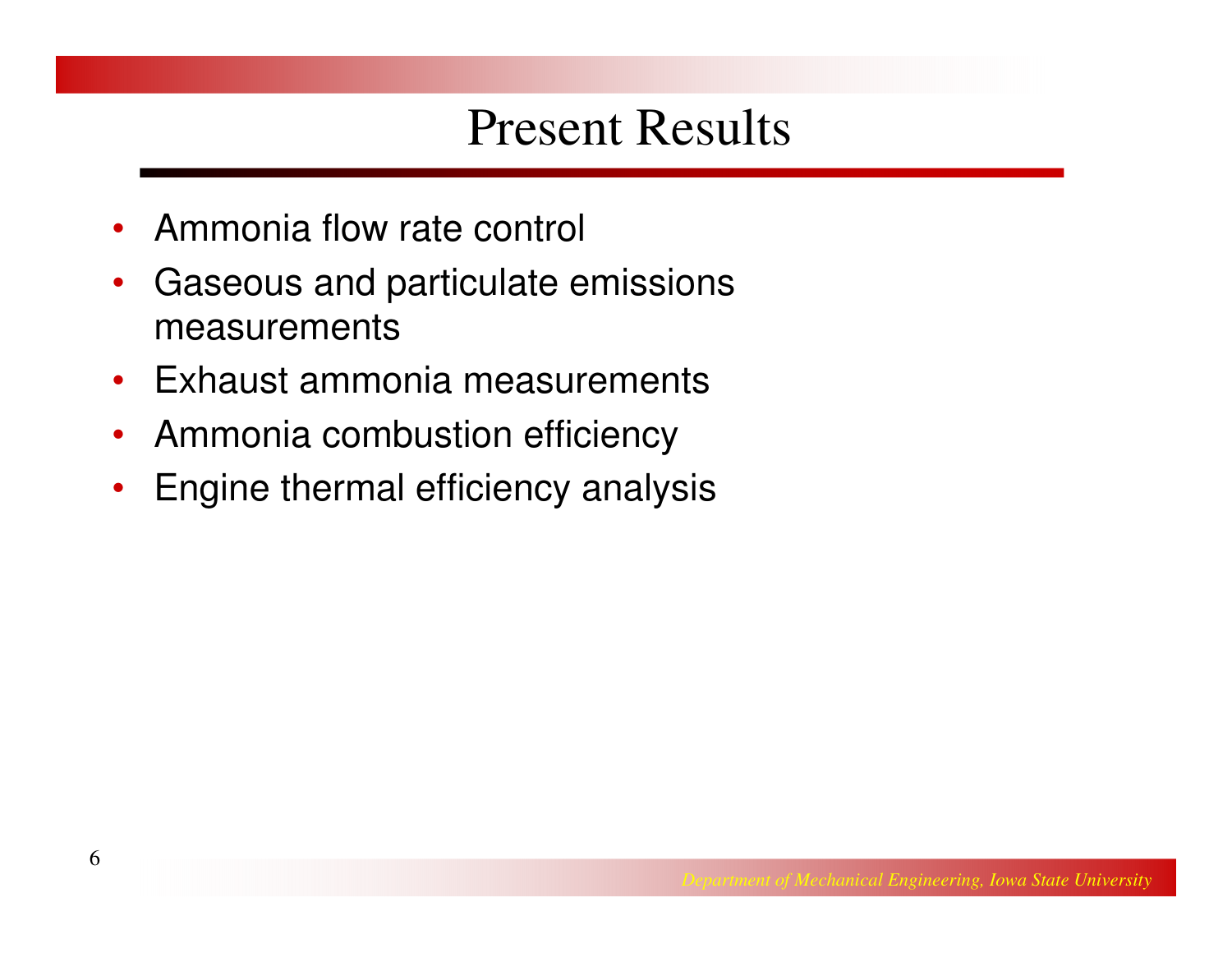# Present Results

- Ammonia flow rate control
- Gaseous and particulate emissions measurements
- Exhaust ammonia measurements
- Ammonia combustion efficiency
- Engine thermal efficiency analysis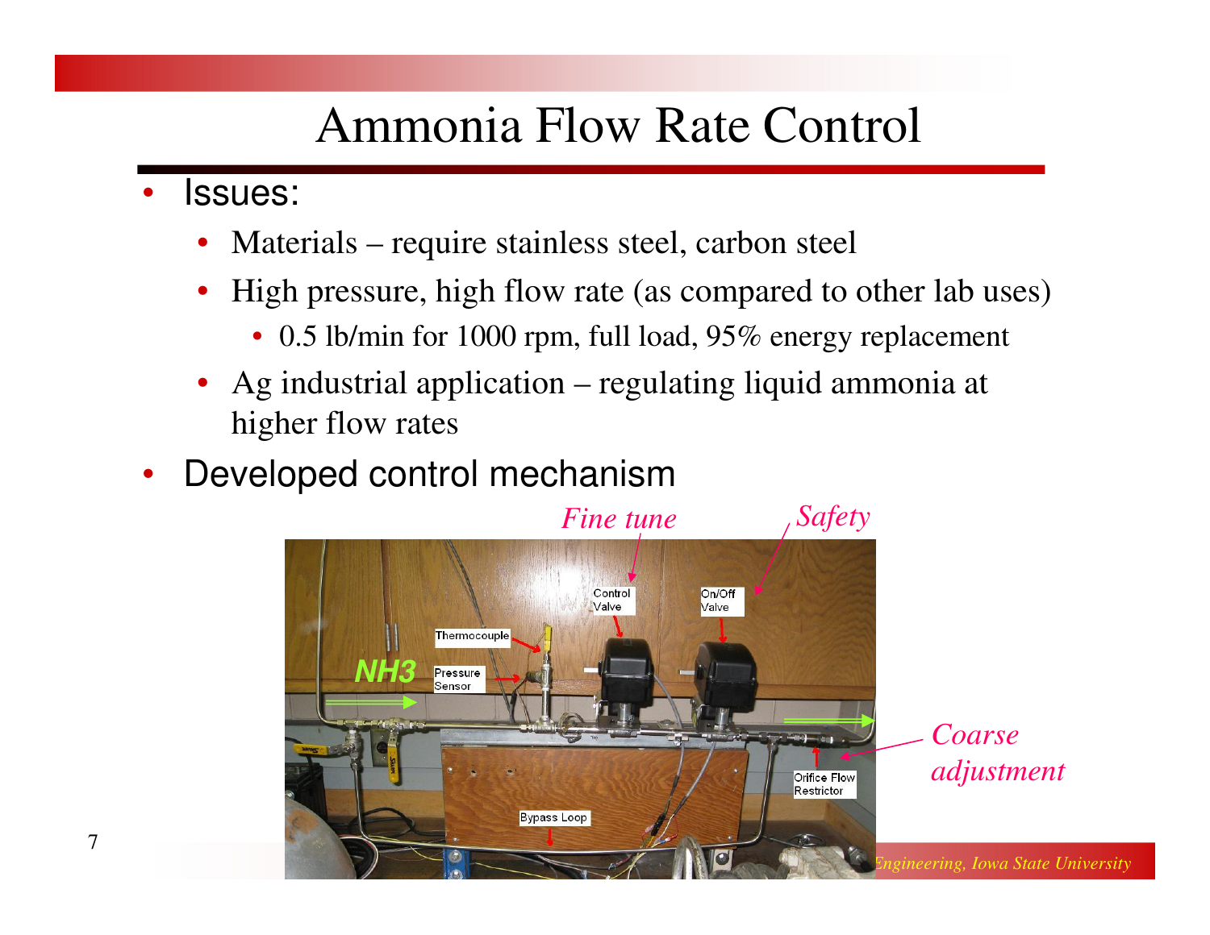# Ammonia Flow Rate Control

- Issues:
  - Materials – require stainless steel, carbon steel
  - High pressure, high flow rate (as compared to other lab uses)
    - 0.5 lb/min for 1000 rpm, full load, 95% energy replacement
  - Ag industrial application – regulating liquid ammonia at higher flow rates
- Developed control mechanism

*Fine tune* — Control Valve

*Safety* — On/Off Valve

*Coarse adjustment* — Orifice Flow Restrictor

NH3, Thermocouple, Pressure Sensor, Bypass Loop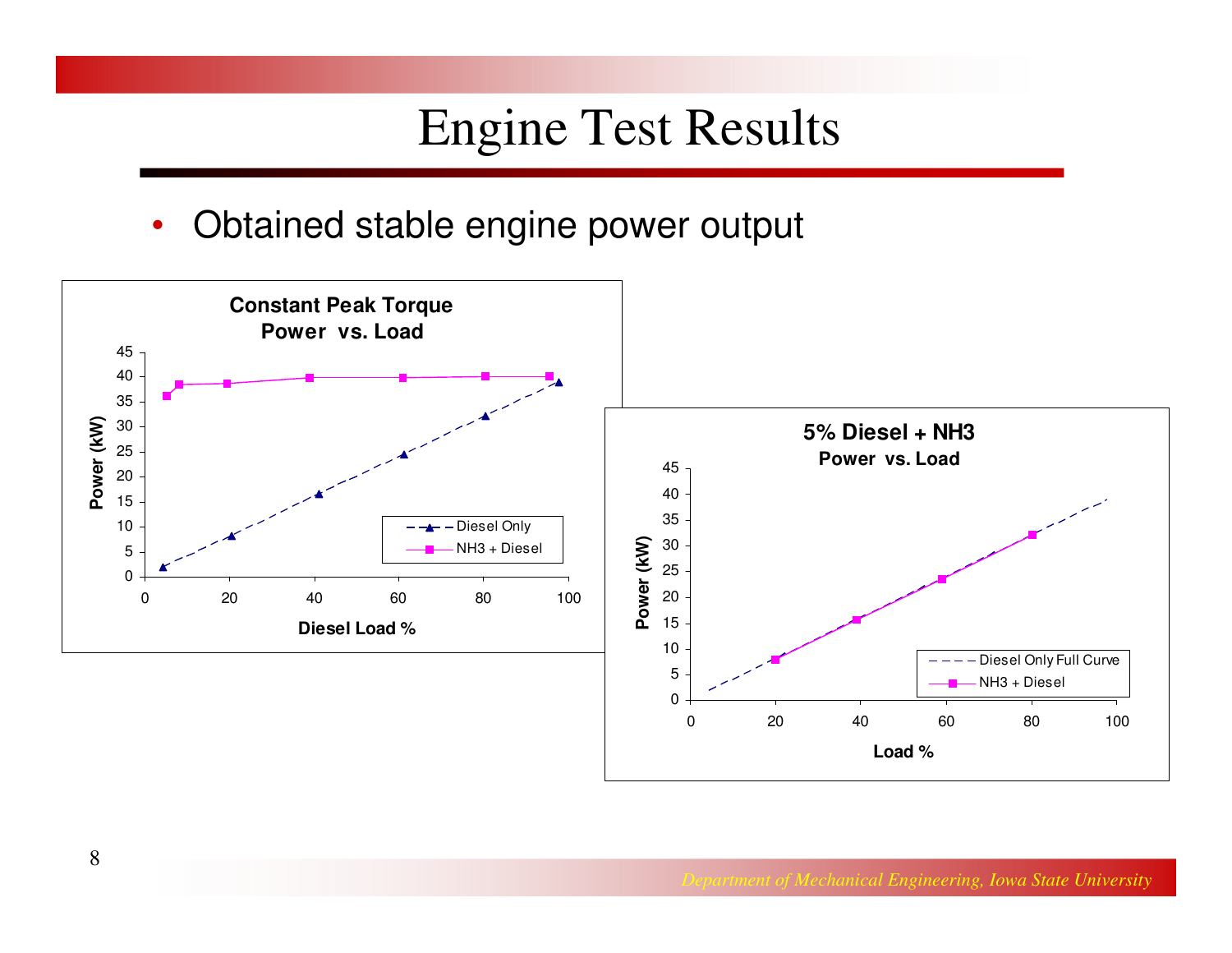# Engine Test Results

- Obtained stable engine power output

**Constant Peak Torque**
**Power vs. Load**

Power (kW) vs. Diesel Load %

Legend: Diesel Only; NH3 + Diesel

**5% Diesel + NH3**
**Power vs. Load**

Power (kW) vs. Load %

Legend: Diesel Only Full Curve; NH3 + Diesel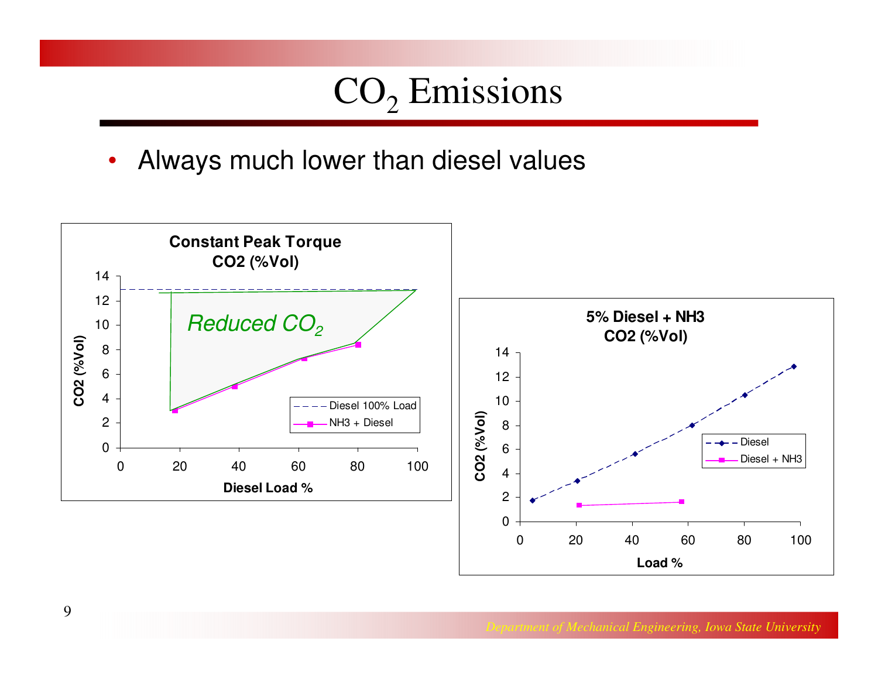# $CO_2$ Emissions

- Always much lower than diesel values

**Constant Peak Torque**
**CO2 (%Vol)**

Reduced $CO_2$

Legend: Diesel 100% Load; NH3 + Diesel

Y-axis: CO2 (%Vol) (0–14); X-axis: Diesel Load % (0–100)

**5% Diesel + NH3**
**CO2 (%Vol)**

Legend: Diesel; Diesel + NH3

Y-axis: CO2 (%Vol) (0–14); X-axis: Load % (0–100)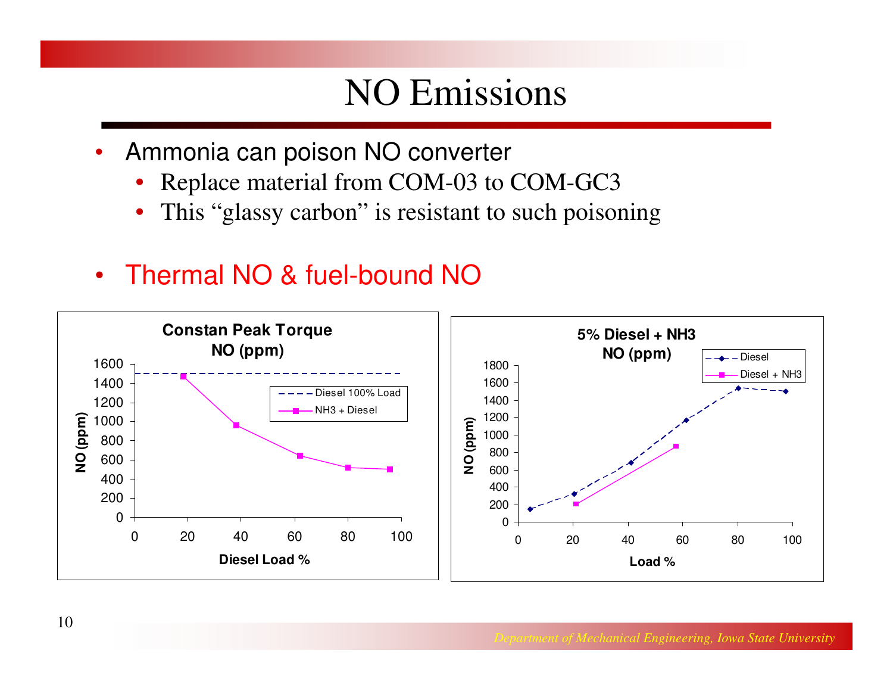# NO Emissions

- Ammonia can poison NO converter
  - Replace material from COM-03 to COM-GC3
  - This "glassy carbon" is resistant to such poisoning

- Thermal NO & fuel-bound NO

**Constan Peak Torque NO (ppm)**

Legend: Diesel 100% Load; $NH_3$ + Diesel

Y-axis: NO (ppm); X-axis: Diesel Load %

**5% Diesel + $NH_3$ NO (ppm)**

Legend: Diesel; Diesel + $NH_3$

Y-axis: NO (ppm); X-axis: Load %

*Department of Mechanical Engineering, Iowa State University*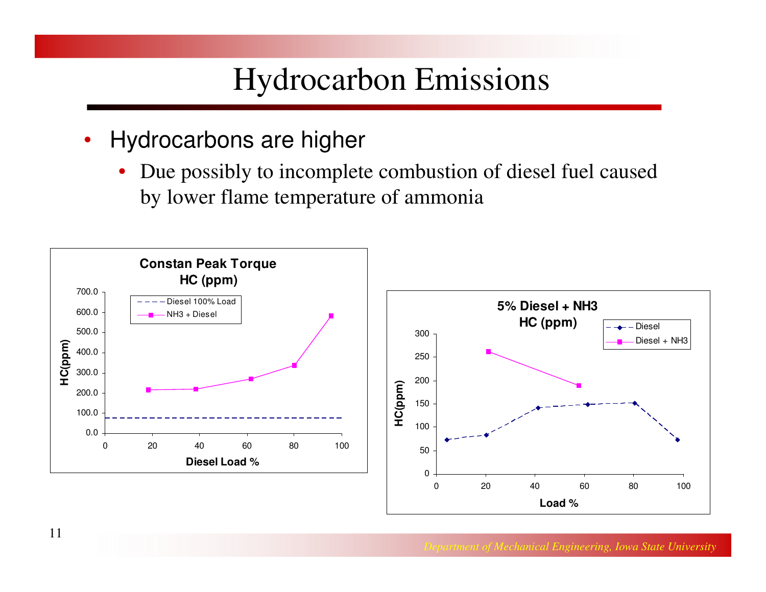# Hydrocarbon Emissions

- Hydrocarbons are higher
  - Due possibly to incomplete combustion of diesel fuel caused by lower flame temperature of ammonia

**Constan Peak Torque HC (ppm)**

- Diesel 100% Load
- NH3 + Diesel

HC(ppm) vs. Diesel Load %

**5% Diesel + NH3 HC (ppm)**

- Diesel
- Diesel + NH3

HC(ppm) vs. Load %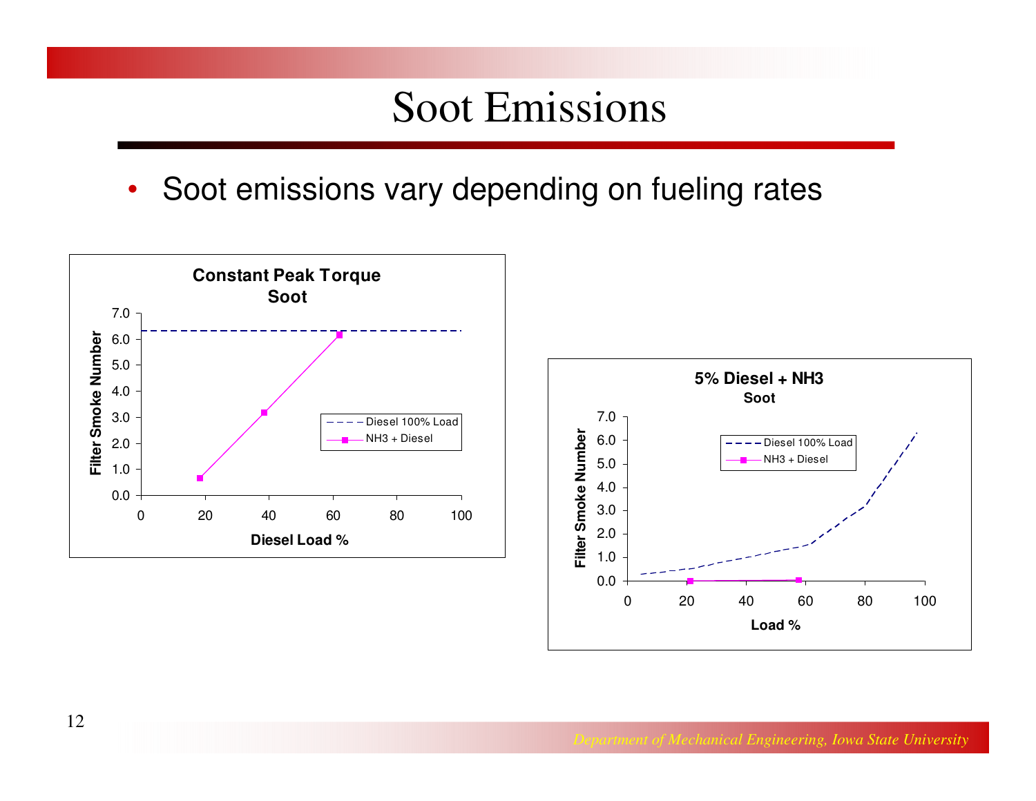# Soot Emissions

- Soot emissions vary depending on fueling rates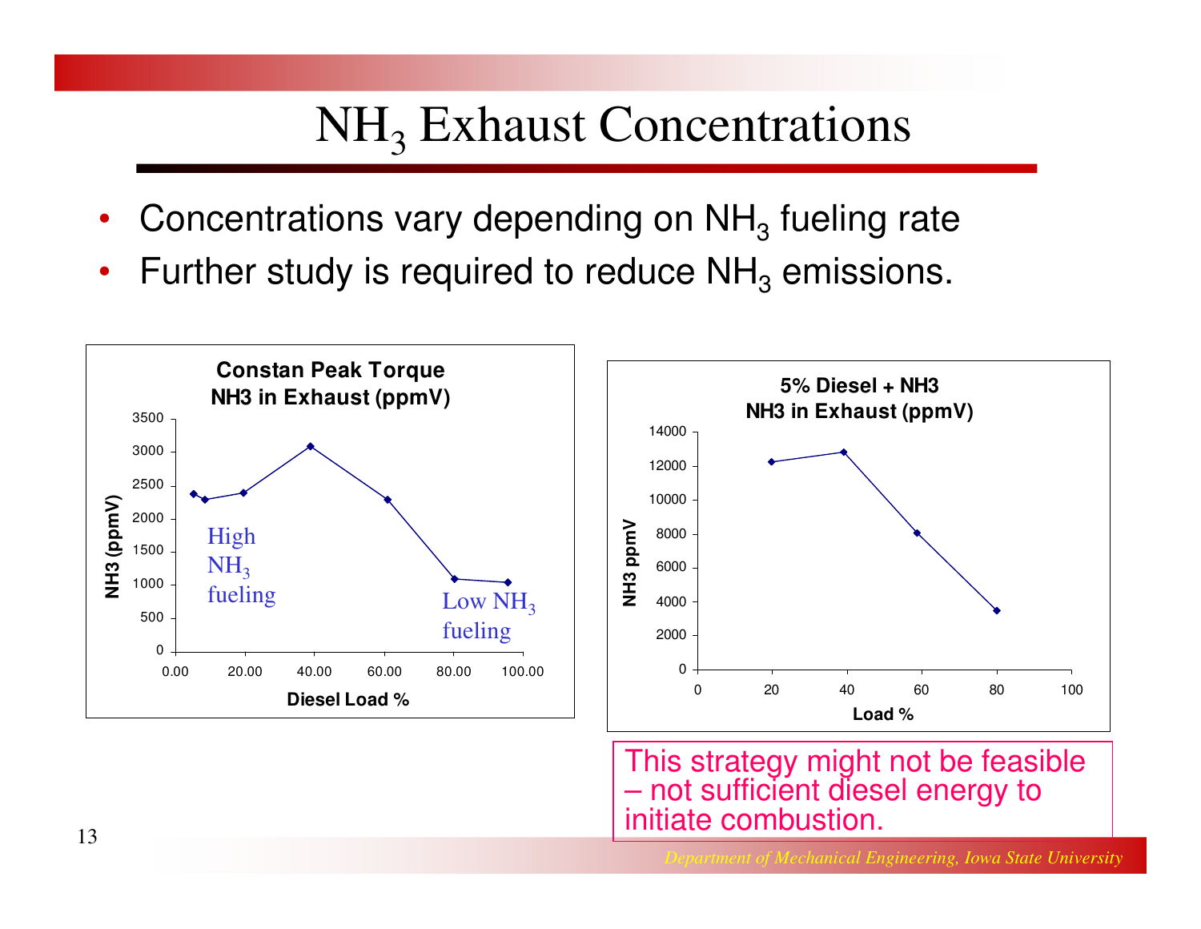# $NH_3$ Exhaust Concentrations

- Concentrations vary depending on $NH_3$ fueling rate
- Further study is required to reduce $NH_3$ emissions.

**Constan Peak Torque NH3 in Exhaust (ppmV)**

NH3 (ppmV)

High $NH_3$ fueling

Low $NH_3$ fueling

Diesel Load %

**5% Diesel + NH3 NH3 in Exhaust (ppmV)**

NH3 ppmV

Load %

This strategy might not be feasible – not sufficient diesel energy to initiate combustion.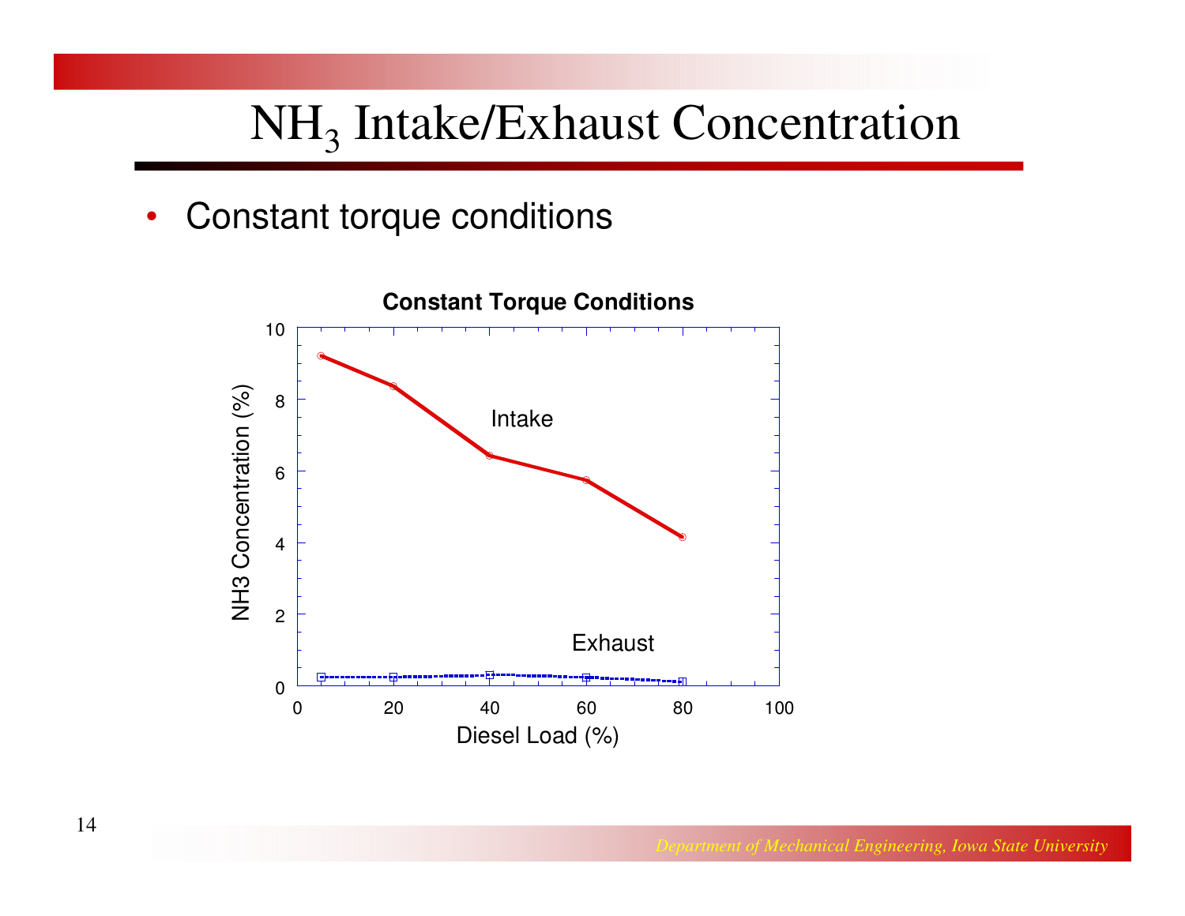# $NH_3$ Intake/Exhaust Concentration

- Constant torque conditions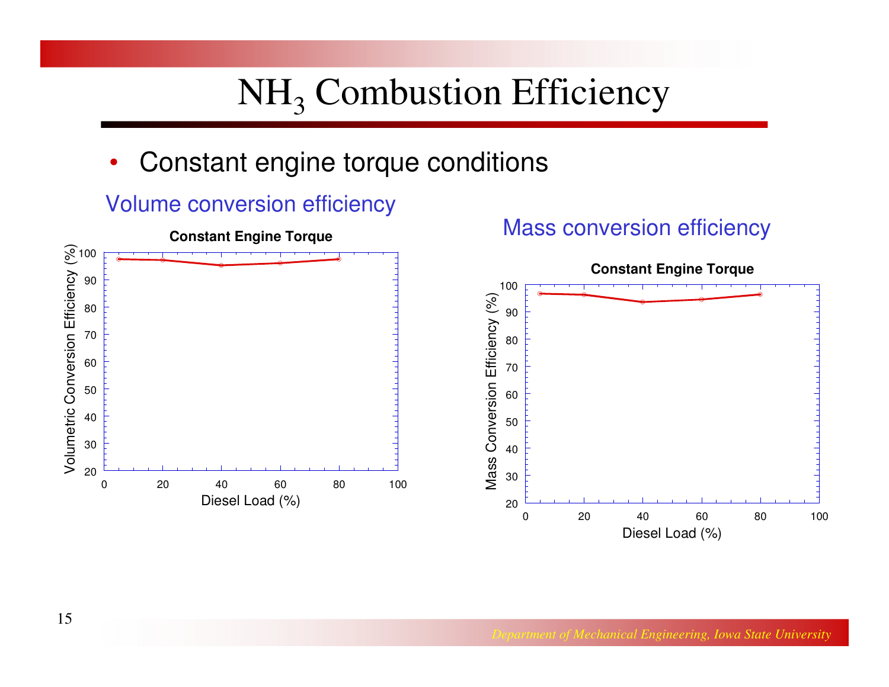# $NH_3$ Combustion Efficiency

- Constant engine torque conditions

Volume conversion efficiency

**Constant Engine Torque**

Volumetric Conversion Efficiency (%)

Diesel Load (%)

Mass conversion efficiency

**Constant Engine Torque**

Mass Conversion Efficiency (%)

Diesel Load (%)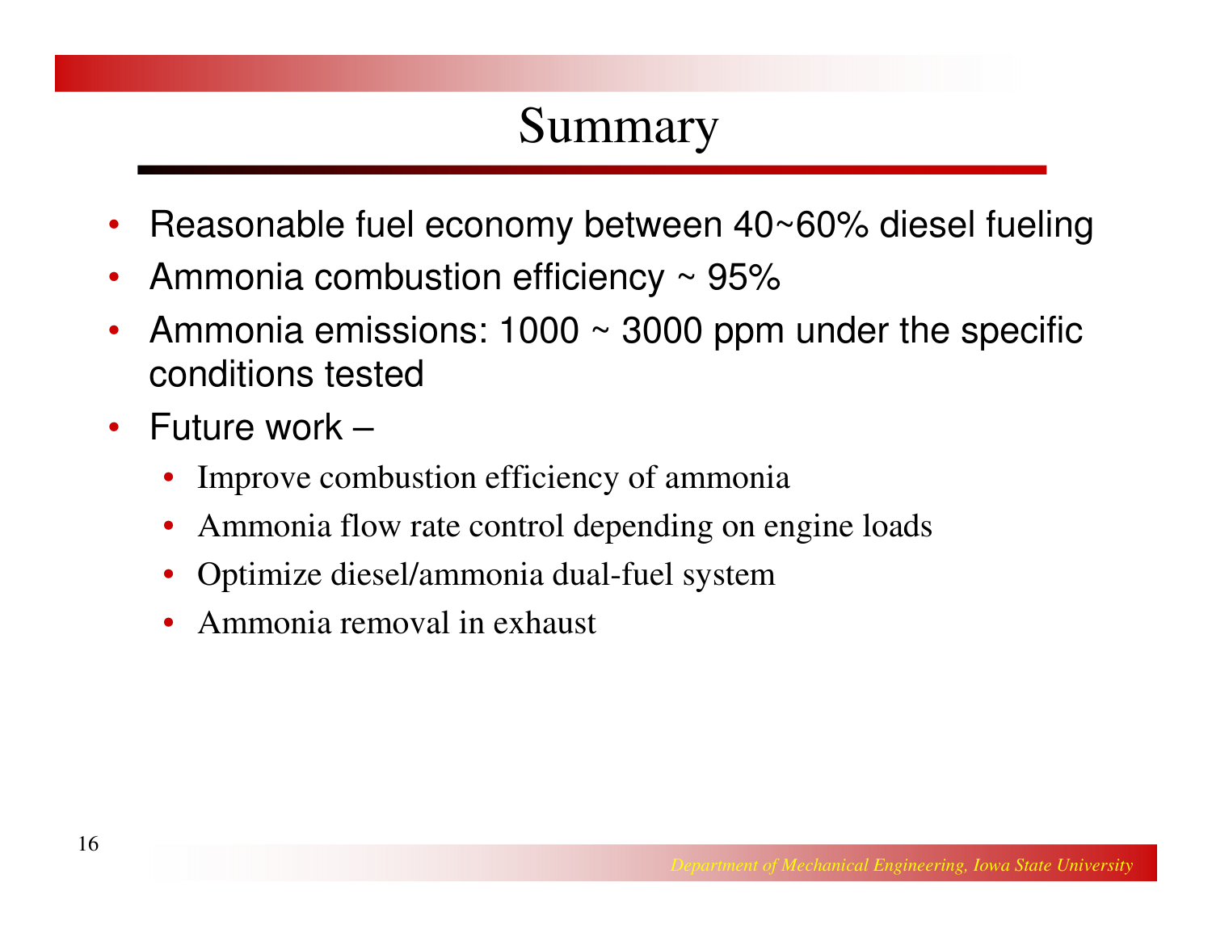# Summary

- Reasonable fuel economy between 40~60% diesel fueling
- Ammonia combustion efficiency ~ 95%
- Ammonia emissions: 1000 ~ 3000 ppm under the specific conditions tested
- Future work –
  - Improve combustion efficiency of ammonia
  - Ammonia flow rate control depending on engine loads
  - Optimize diesel/ammonia dual-fuel system
  - Ammonia removal in exhaust